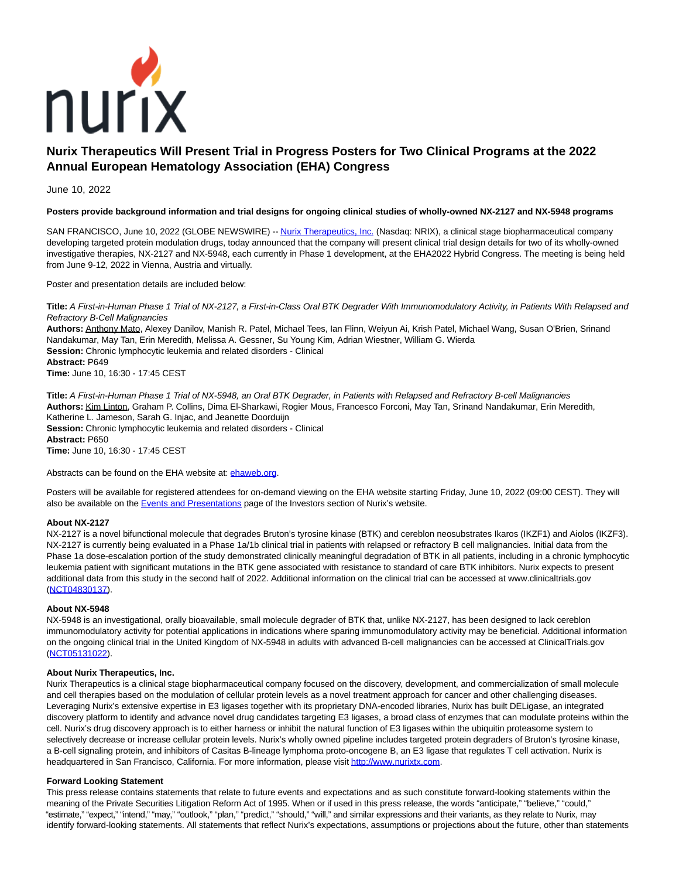# Nurix Therapeutics Will Present Trial in Progress Posters for Two Clinical Programs at the 2022 Annual European Hematology Association (EHA) Congress

June 10, 2022

**Posters provide background information and trial designs for ongoing clinical studies of wholly-owned NX-2127 and NX-5948 programs**

SAN FRANCISCO, June 10, 2022 (GLOBE NEWSWIRE) -- Nurix Therapeutics, Inc. (Nasdaq: NRIX), a clinical stage biopharmaceutical company developing targeted protein modulation drugs, today announced that the company will present clinical trial design details for two of its wholly-owned investigative therapies, NX-2127 and NX-5948, each currently in Phase 1 development, at the EHA2022 Hybrid Congress. The meeting is being held from June 9-12, 2022 in Vienna, Austria and virtually.

Poster and presentation details are included below:

**Title:** *A First-in-Human Phase 1 Trial of NX-2127, a First-in-Class Oral BTK Degrader With Immunomodulatory Activity, in Patients With Relapsed and Refractory B-Cell Malignancies*
**Authors:** Anthony Mato, Alexey Danilov, Manish R. Patel, Michael Tees, Ian Flinn, Weiyun Ai, Krish Patel, Michael Wang, Susan O'Brien, Srinand Nandakumar, May Tan, Erin Meredith, Melissa A. Gessner, Su Young Kim, Adrian Wiestner, William G. Wierda
**Session:** Chronic lymphocytic leukemia and related disorders - Clinical
**Abstract:** P649
**Time:** June 10, 16:30 - 17:45 CEST

**Title:** *A First-in-Human Phase 1 Trial of NX-5948, an Oral BTK Degrader, in Patients with Relapsed and Refractory B-cell Malignancies*
**Authors:** Kim Linton, Graham P. Collins, Dima El-Sharkawi, Rogier Mous, Francesco Forconi, May Tan, Srinand Nandakumar, Erin Meredith, Katherine L. Jameson, Sarah G. Injac, and Jeanette Doorduijn
**Session:** Chronic lymphocytic leukemia and related disorders - Clinical
**Abstract:** P650
**Time:** June 10, 16:30 - 17:45 CEST

Abstracts can be found on the EHA website at: ehaweb.org.

Posters will be available for registered attendees for on-demand viewing on the EHA website starting Friday, June 10, 2022 (09:00 CEST). They will also be available on the Events and Presentations page of the Investors section of Nurix's website.

**About NX-2127**
NX-2127 is a novel bifunctional molecule that degrades Bruton's tyrosine kinase (BTK) and cereblon neosubstrates Ikaros (IKZF1) and Aiolos (IKZF3). NX-2127 is currently being evaluated in a Phase 1a/1b clinical trial in patients with relapsed or refractory B cell malignancies. Initial data from the Phase 1a dose-escalation portion of the study demonstrated clinically meaningful degradation of BTK in all patients, including in a chronic lymphocytic leukemia patient with significant mutations in the BTK gene associated with resistance to standard of care BTK inhibitors. Nurix expects to present additional data from this study in the second half of 2022. Additional information on the clinical trial can be accessed at www.clinicaltrials.gov (NCT04830137).

**About NX-5948**
NX-5948 is an investigational, orally bioavailable, small molecule degrader of BTK that, unlike NX-2127, has been designed to lack cereblon immunomodulatory activity for potential applications in indications where sparing immunomodulatory activity may be beneficial. Additional information on the ongoing clinical trial in the United Kingdom of NX-5948 in adults with advanced B-cell malignancies can be accessed at ClinicalTrials.gov (NCT05131022).

**About Nurix Therapeutics, Inc.**
Nurix Therapeutics is a clinical stage biopharmaceutical company focused on the discovery, development, and commercialization of small molecule and cell therapies based on the modulation of cellular protein levels as a novel treatment approach for cancer and other challenging diseases. Leveraging Nurix's extensive expertise in E3 ligases together with its proprietary DNA-encoded libraries, Nurix has built DELigase, an integrated discovery platform to identify and advance novel drug candidates targeting E3 ligases, a broad class of enzymes that can modulate proteins within the cell. Nurix's drug discovery approach is to either harness or inhibit the natural function of E3 ligases within the ubiquitin proteasome system to selectively decrease or increase cellular protein levels. Nurix's wholly owned pipeline includes targeted protein degraders of Bruton's tyrosine kinase, a B-cell signaling protein, and inhibitors of Casitas B-lineage lymphoma proto-oncogene B, an E3 ligase that regulates T cell activation. Nurix is headquartered in San Francisco, California. For more information, please visit http://www.nurixtx.com.

**Forward Looking Statement**
This press release contains statements that relate to future events and expectations and as such constitute forward-looking statements within the meaning of the Private Securities Litigation Reform Act of 1995. When or if used in this press release, the words "anticipate," "believe," "could," "estimate," "expect," "intend," "may," "outlook," "plan," "predict," "should," "will," and similar expressions and their variants, as they relate to Nurix, may identify forward-looking statements. All statements that reflect Nurix's expectations, assumptions or projections about the future, other than statements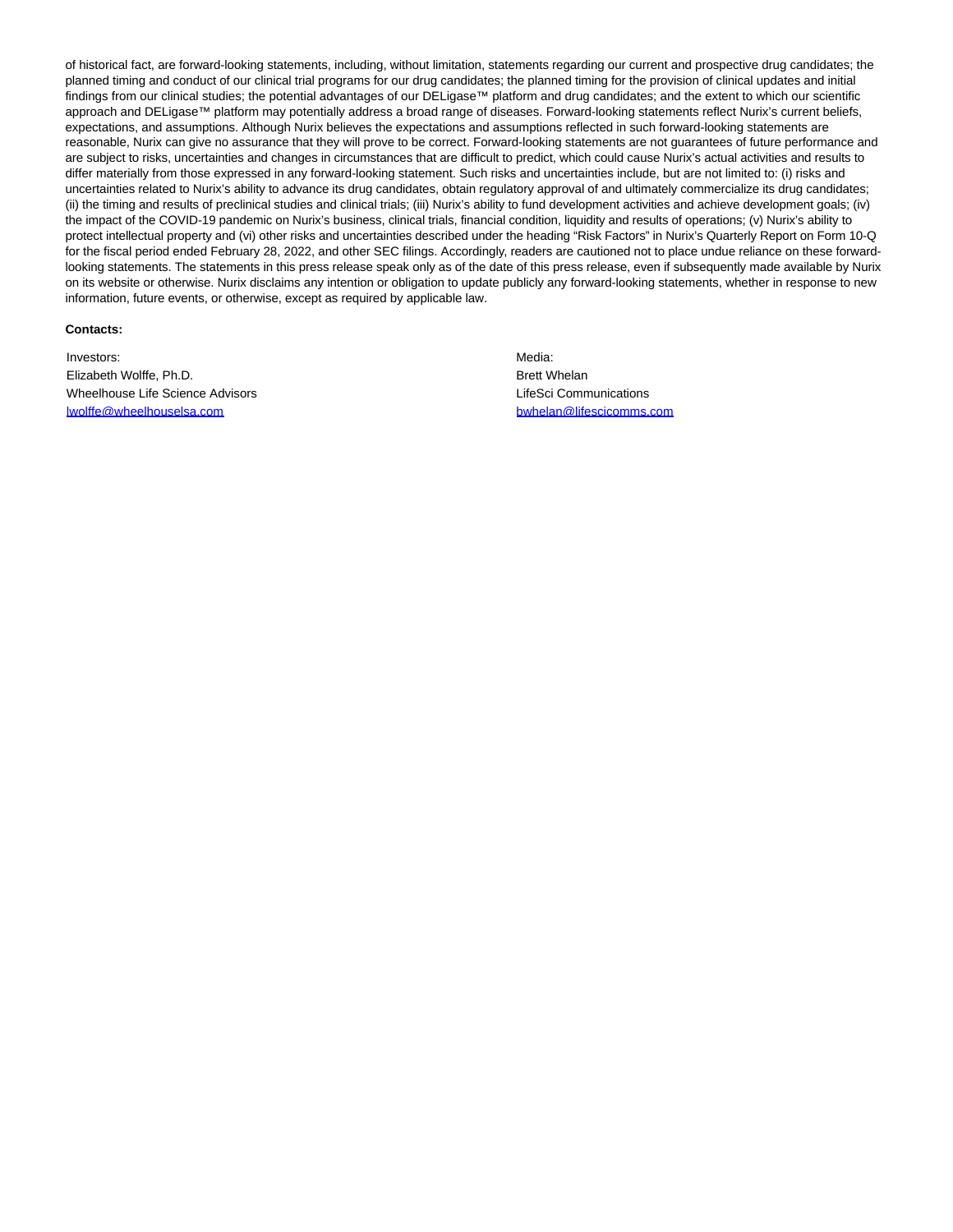of historical fact, are forward-looking statements, including, without limitation, statements regarding our current and prospective drug candidates; the planned timing and conduct of our clinical trial programs for our drug candidates; the planned timing for the provision of clinical updates and initial findings from our clinical studies; the potential advantages of our DELigase™ platform and drug candidates; and the extent to which our scientific approach and DELigase™ platform may potentially address a broad range of diseases. Forward-looking statements reflect Nurix's current beliefs, expectations, and assumptions. Although Nurix believes the expectations and assumptions reflected in such forward-looking statements are reasonable, Nurix can give no assurance that they will prove to be correct. Forward-looking statements are not guarantees of future performance and are subject to risks, uncertainties and changes in circumstances that are difficult to predict, which could cause Nurix's actual activities and results to differ materially from those expressed in any forward-looking statement. Such risks and uncertainties include, but are not limited to: (i) risks and uncertainties related to Nurix's ability to advance its drug candidates, obtain regulatory approval of and ultimately commercialize its drug candidates; (ii) the timing and results of preclinical studies and clinical trials; (iii) Nurix's ability to fund development activities and achieve development goals; (iv) the impact of the COVID-19 pandemic on Nurix's business, clinical trials, financial condition, liquidity and results of operations; (v) Nurix's ability to protect intellectual property and (vi) other risks and uncertainties described under the heading "Risk Factors" in Nurix's Quarterly Report on Form 10-Q for the fiscal period ended February 28, 2022, and other SEC filings. Accordingly, readers are cautioned not to place undue reliance on these forward-looking statements. The statements in this press release speak only as of the date of this press release, even if subsequently made available by Nurix on its website or otherwise. Nurix disclaims any intention or obligation to update publicly any forward-looking statements, whether in response to new information, future events, or otherwise, except as required by applicable law.

**Contacts:**

Investors:
Elizabeth Wolffe, Ph.D.
Wheelhouse Life Science Advisors
lwolffe@wheelhouselsa.com

Media:
Brett Whelan
LifeSci Communications
bwhelan@lifescicomms.com